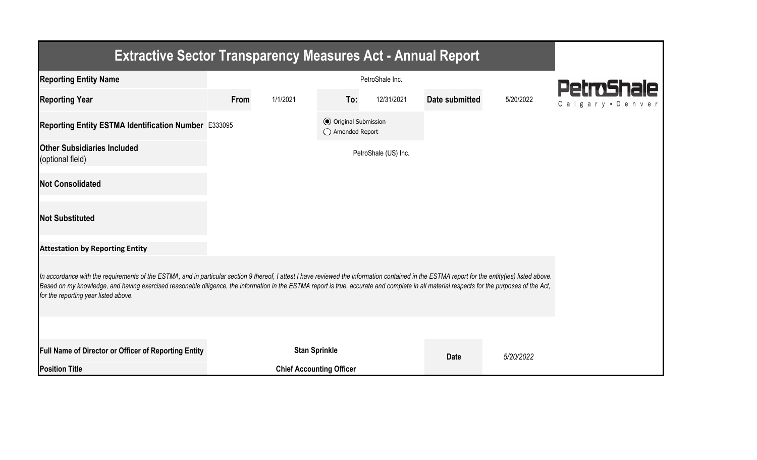# Extractive Sector Transparency Measures Act - Annual Report

PetroShale
Calgary • Denver

| | | | | | | |
|---|---|---|---|---|---|---|
| **Reporting Entity Name** | PetroShale Inc. | | | | | |
| **Reporting Year** | **From** | 1/1/2021 | **To:** | 12/31/2021 | **Date submitted** | 5/20/2022 |
| **Reporting Entity ESTMA Identification Number** | E333095 | | ◉ Original Submission<br>○ Amended Report | | | |
| **Other Subsidiaries Included** (optional field) | PetroShale (US) Inc. | | | | | |
| **Not Consolidated** | | | | | | |
| **Not Substituted** | | | | | | |

**Attestation by Reporting Entity**

*In accordance with the requirements of the ESTMA, and in particular section 9 thereof, I attest I have reviewed the information contained in the ESTMA report for the entity(ies) listed above. Based on my knowledge, and having exercised reasonable diligence, the information in the ESTMA report is true, accurate and complete in all material respects for the purposes of the Act, for the reporting year listed above.*

| | | | |
|---|---|---|---|
| **Full Name of Director or Officer of Reporting Entity** | **Stan Sprinkle** | **Date** | *5/20/2022* |
| **Position Title** | **Chief Accounting Officer** | | |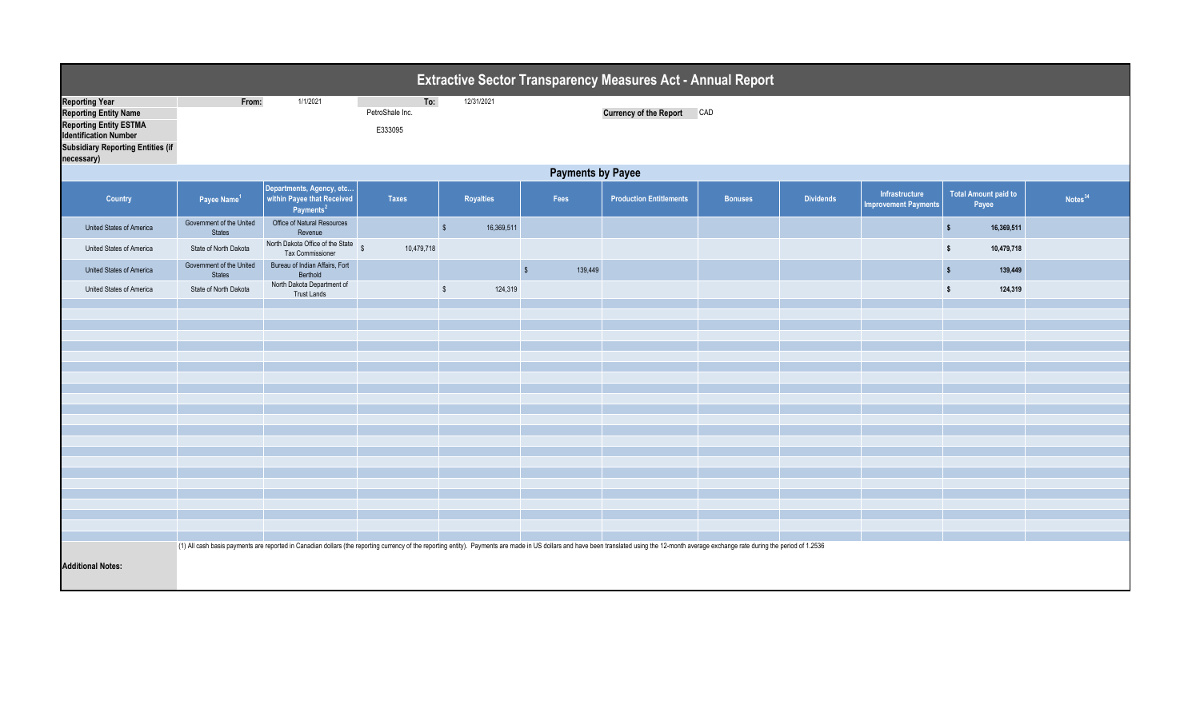# Extractive Sector Transparency Measures Act - Annual Report

| | | | | |
|---|---|---|---|---|
| **Reporting Year** | From: | 1/1/2021 | To: | 12/31/2021 |
| **Reporting Entity Name** | | PetroShale Inc. | **Currency of the Report** | CAD |
| **Reporting Entity ESTMA Identification Number** | | E333095 | | |
| **Subsidiary Reporting Entities (if necessary)** | | | | |

## Payments by Payee

| Country | Payee Name[1] | Departments, Agency, etc... within Payee that Received Payments[2] | Taxes | Royalties | Fees | Production Entitlements | Bonuses | Dividends | Infrastructure Improvement Payments | Total Amount paid to Payee | Notes[34] |
|---|---|---|---|---|---|---|---|---|---|---|---|
| United States of America | Government of the United States | Office of Natural Resources Revenue | | $ 16,369,511 | | | | | | $ 16,369,511 | |
| United States of America | State of North Dakota | North Dakota Office of the State Tax Commissioner | $ 10,479,718 | | | | | | | $ 10,479,718 | |
| United States of America | Government of the United States | Bureau of Indian Affairs, Fort Berthold | | | $ 139,449 | | | | | $ 139,449 | |
| United States of America | State of North Dakota | North Dakota Department of Trust Lands | | $ 124,319 | | | | | | $ 124,319 | |

**Additional Notes:**

(1) All cash basis payments are reported in Canadian dollars (the reporting currency of the reporting entity). Payments are made in US dollars and have been translated using the 12-month average exchange rate during the period of 1.2536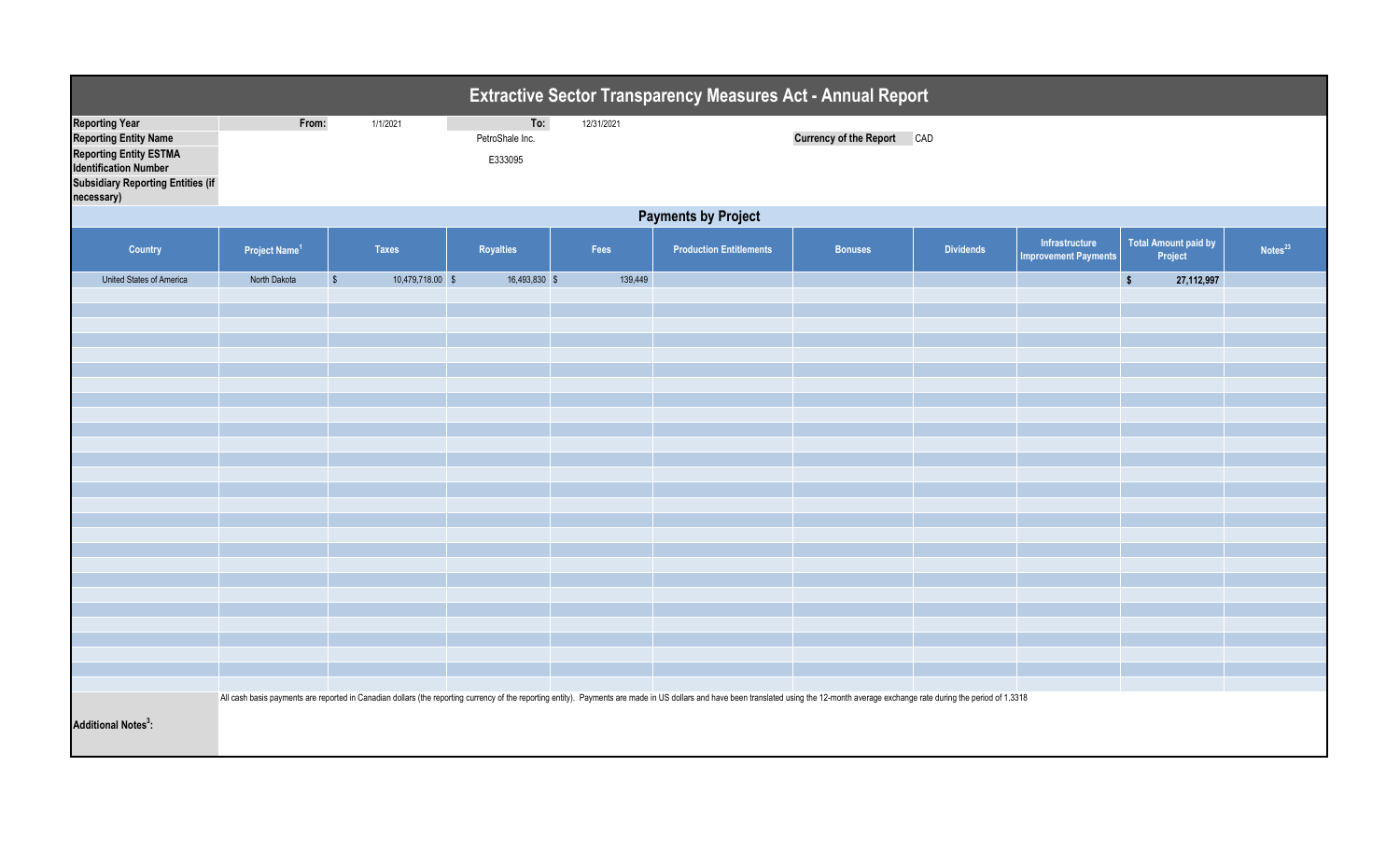# Extractive Sector Transparency Measures Act - Annual Report

| | | | | | |
|---|---|---|---|---|---|
| **Reporting Year** | **From:** | 1/1/2021 | **To:** | 12/31/2021 | |
| **Reporting Entity Name** | | PetroShale Inc. | | **Currency of the Report** | CAD |
| **Reporting Entity ESTMA Identification Number** | | E333095 | | | |
| **Subsidiary Reporting Entities (if necessary)** | | | | | |

## Payments by Project

| Country | Project Name[1] | Taxes | Royalties | Fees | Production Entitlements | Bonuses | Dividends | Infrastructure Improvement Payments | Total Amount paid by Project | Notes[23] |
|---|---|---|---|---|---|---|---|---|---|---|
| United States of America | North Dakota | $ 10,479,718.00 | $ 16,493,830 | $ 139,449 | | | | | **$ 27,112,997** | |

**Additional Notes[3]:** All cash basis payments are reported in Canadian dollars (the reporting currency of the reporting entity). Payments are made in US dollars and have been translated using the 12-month average exchange rate during the period of 1.3318